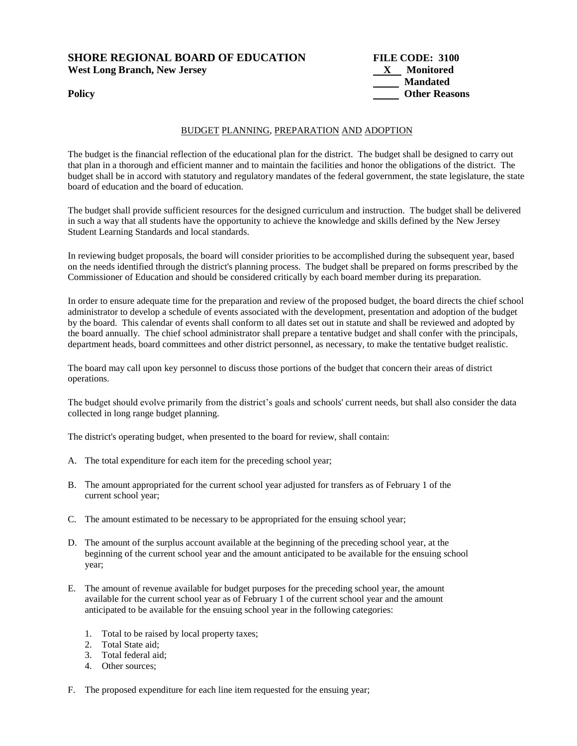**SHORE REGIONAL BOARD OF EDUCATION**
**West Long Branch, New Jersey**

**Policy**

**FILE CODE: 3100**
**\_\_X\_\_ Monitored**
**\_\_\_\_\_ Mandated**
**\_\_\_\_\_ Other Reasons**

## BUDGET PLANNING, PREPARATION AND ADOPTION

The budget is the financial reflection of the educational plan for the district. The budget shall be designed to carry out that plan in a thorough and efficient manner and to maintain the facilities and honor the obligations of the district. The budget shall be in accord with statutory and regulatory mandates of the federal government, the state legislature, the state board of education and the board of education.

The budget shall provide sufficient resources for the designed curriculum and instruction. The budget shall be delivered in such a way that all students have the opportunity to achieve the knowledge and skills defined by the New Jersey Student Learning Standards and local standards.

In reviewing budget proposals, the board will consider priorities to be accomplished during the subsequent year, based on the needs identified through the district's planning process. The budget shall be prepared on forms prescribed by the Commissioner of Education and should be considered critically by each board member during its preparation.

In order to ensure adequate time for the preparation and review of the proposed budget, the board directs the chief school administrator to develop a schedule of events associated with the development, presentation and adoption of the budget by the board. This calendar of events shall conform to all dates set out in statute and shall be reviewed and adopted by the board annually. The chief school administrator shall prepare a tentative budget and shall confer with the principals, department heads, board committees and other district personnel, as necessary, to make the tentative budget realistic.

The board may call upon key personnel to discuss those portions of the budget that concern their areas of district operations.

The budget should evolve primarily from the district's goals and schools' current needs, but shall also consider the data collected in long range budget planning.

The district's operating budget, when presented to the board for review, shall contain:

A. The total expenditure for each item for the preceding school year;

B. The amount appropriated for the current school year adjusted for transfers as of February 1 of the current school year;

C. The amount estimated to be necessary to be appropriated for the ensuing school year;

D. The amount of the surplus account available at the beginning of the preceding school year, at the beginning of the current school year and the amount anticipated to be available for the ensuing school year;

E. The amount of revenue available for budget purposes for the preceding school year, the amount available for the current school year as of February 1 of the current school year and the amount anticipated to be available for the ensuing school year in the following categories:

   1. Total to be raised by local property taxes;
   2. Total State aid;
   3. Total federal aid;
   4. Other sources;

F. The proposed expenditure for each line item requested for the ensuing year;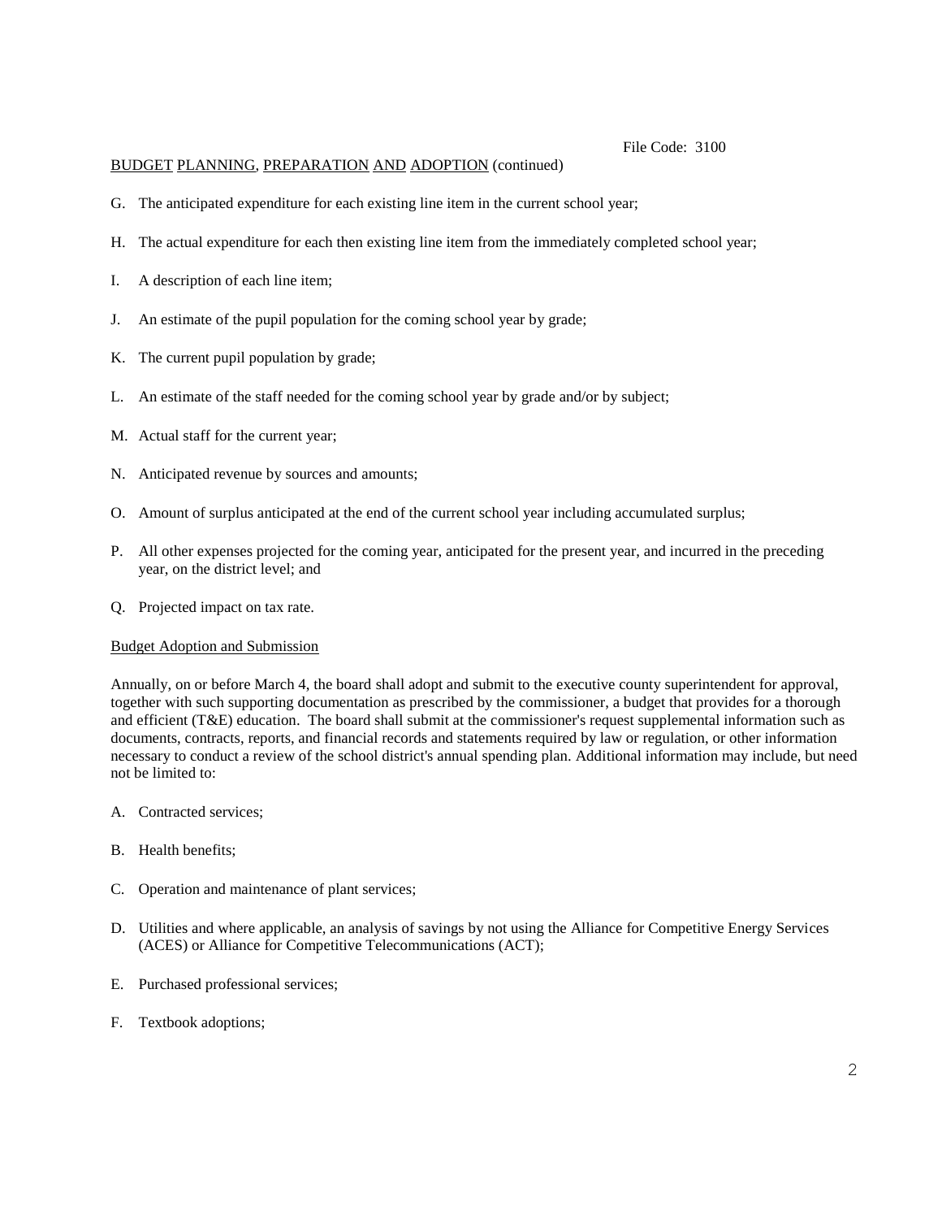G. The anticipated expenditure for each existing line item in the current school year;

H. The actual expenditure for each then existing line item from the immediately completed school year;

I. A description of each line item;

J. An estimate of the pupil population for the coming school year by grade;

K. The current pupil population by grade;

L. An estimate of the staff needed for the coming school year by grade and/or by subject;

M. Actual staff for the current year;

N. Anticipated revenue by sources and amounts;

O. Amount of surplus anticipated at the end of the current school year including accumulated surplus;

P. All other expenses projected for the coming year, anticipated for the present year, and incurred in the preceding year, on the district level; and

Q. Projected impact on tax rate.

## Budget Adoption and Submission

Annually, on or before March 4, the board shall adopt and submit to the executive county superintendent for approval, together with such supporting documentation as prescribed by the commissioner, a budget that provides for a thorough and efficient (T&E) education. The board shall submit at the commissioner's request supplemental information such as documents, contracts, reports, and financial records and statements required by law or regulation, or other information necessary to conduct a review of the school district's annual spending plan. Additional information may include, but need not be limited to:

A. Contracted services;

B. Health benefits;

C. Operation and maintenance of plant services;

D. Utilities and where applicable, an analysis of savings by not using the Alliance for Competitive Energy Services (ACES) or Alliance for Competitive Telecommunications (ACT);

E. Purchased professional services;

F. Textbook adoptions;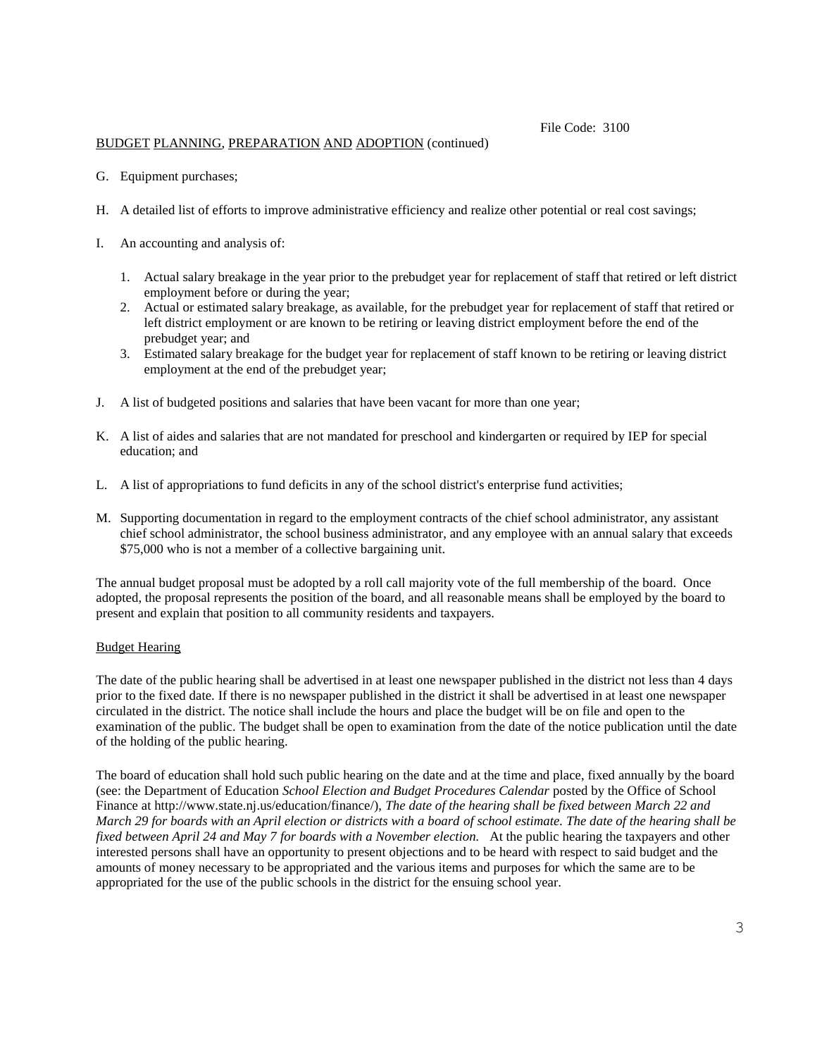BUDGET PLANNING, PREPARATION AND ADOPTION (continued)

G. Equipment purchases;

H. A detailed list of efforts to improve administrative efficiency and realize other potential or real cost savings;

I. An accounting and analysis of:

   1. Actual salary breakage in the year prior to the prebudget year for replacement of staff that retired or left district employment before or during the year;
   2. Actual or estimated salary breakage, as available, for the prebudget year for replacement of staff that retired or left district employment or are known to be retiring or leaving district employment before the end of the prebudget year; and
   3. Estimated salary breakage for the budget year for replacement of staff known to be retiring or leaving district employment at the end of the prebudget year;

J. A list of budgeted positions and salaries that have been vacant for more than one year;

K. A list of aides and salaries that are not mandated for preschool and kindergarten or required by IEP for special education; and

L. A list of appropriations to fund deficits in any of the school district's enterprise fund activities;

M. Supporting documentation in regard to the employment contracts of the chief school administrator, any assistant chief school administrator, the school business administrator, and any employee with an annual salary that exceeds $75,000 who is not a member of a collective bargaining unit.

The annual budget proposal must be adopted by a roll call majority vote of the full membership of the board. Once adopted, the proposal represents the position of the board, and all reasonable means shall be employed by the board to present and explain that position to all community residents and taxpayers.

## Budget Hearing

The date of the public hearing shall be advertised in at least one newspaper published in the district not less than 4 days prior to the fixed date. If there is no newspaper published in the district it shall be advertised in at least one newspaper circulated in the district. The notice shall include the hours and place the budget will be on file and open to the examination of the public. The budget shall be open to examination from the date of the notice publication until the date of the holding of the public hearing.

The board of education shall hold such public hearing on the date and at the time and place, fixed annually by the board (see: the Department of Education *School Election and Budget Procedures Calendar* posted by the Office of School Finance at http://www.state.nj.us/education/finance/), *The date of the hearing shall be fixed between March 22 and March 29 for boards with an April election or districts with a board of school estimate. The date of the hearing shall be fixed between April 24 and May 7 for boards with a November election.* At the public hearing the taxpayers and other interested persons shall have an opportunity to present objections and to be heard with respect to said budget and the amounts of money necessary to be appropriated and the various items and purposes for which the same are to be appropriated for the use of the public schools in the district for the ensuing school year.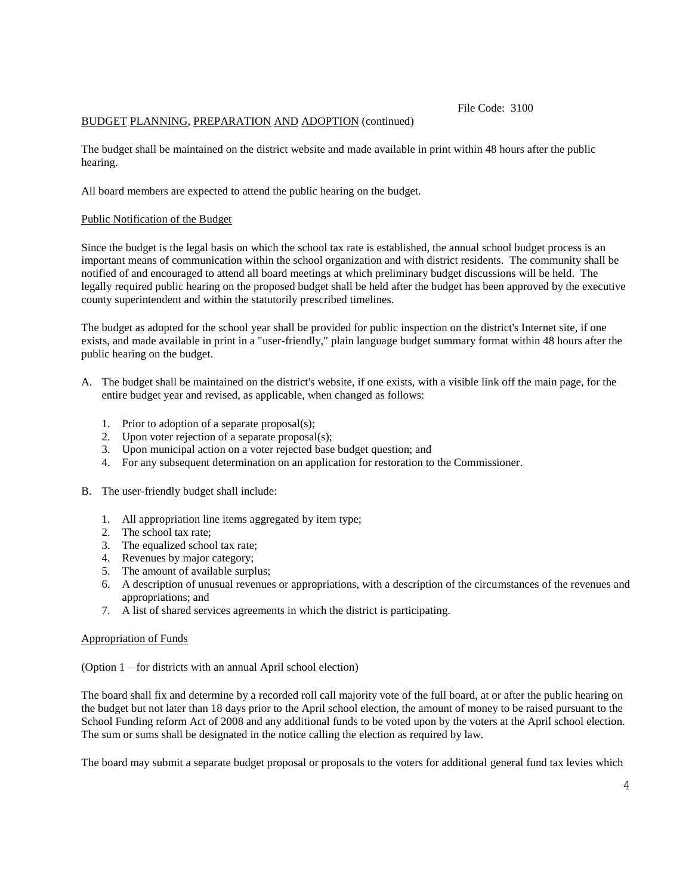The budget shall be maintained on the district website and made available in print within 48 hours after the public hearing.

All board members are expected to attend the public hearing on the budget.

Public Notification of the Budget

Since the budget is the legal basis on which the school tax rate is established, the annual school budget process is an important means of communication within the school organization and with district residents. The community shall be notified of and encouraged to attend all board meetings at which preliminary budget discussions will be held. The legally required public hearing on the proposed budget shall be held after the budget has been approved by the executive county superintendent and within the statutorily prescribed timelines.

The budget as adopted for the school year shall be provided for public inspection on the district's Internet site, if one exists, and made available in print in a "user-friendly," plain language budget summary format within 48 hours after the public hearing on the budget.

A. The budget shall be maintained on the district's website, if one exists, with a visible link off the main page, for the entire budget year and revised, as applicable, when changed as follows:

   1. Prior to adoption of a separate proposal(s);
   2. Upon voter rejection of a separate proposal(s);
   3. Upon municipal action on a voter rejected base budget question; and
   4. For any subsequent determination on an application for restoration to the Commissioner.

B. The user-friendly budget shall include:

   1. All appropriation line items aggregated by item type;
   2. The school tax rate;
   3. The equalized school tax rate;
   4. Revenues by major category;
   5. The amount of available surplus;
   6. A description of unusual revenues or appropriations, with a description of the circumstances of the revenues and appropriations; and
   7. A list of shared services agreements in which the district is participating.

Appropriation of Funds

(Option 1 – for districts with an annual April school election)

The board shall fix and determine by a recorded roll call majority vote of the full board, at or after the public hearing on the budget but not later than 18 days prior to the April school election, the amount of money to be raised pursuant to the School Funding reform Act of 2008 and any additional funds to be voted upon by the voters at the April school election. The sum or sums shall be designated in the notice calling the election as required by law.

The board may submit a separate budget proposal or proposals to the voters for additional general fund tax levies which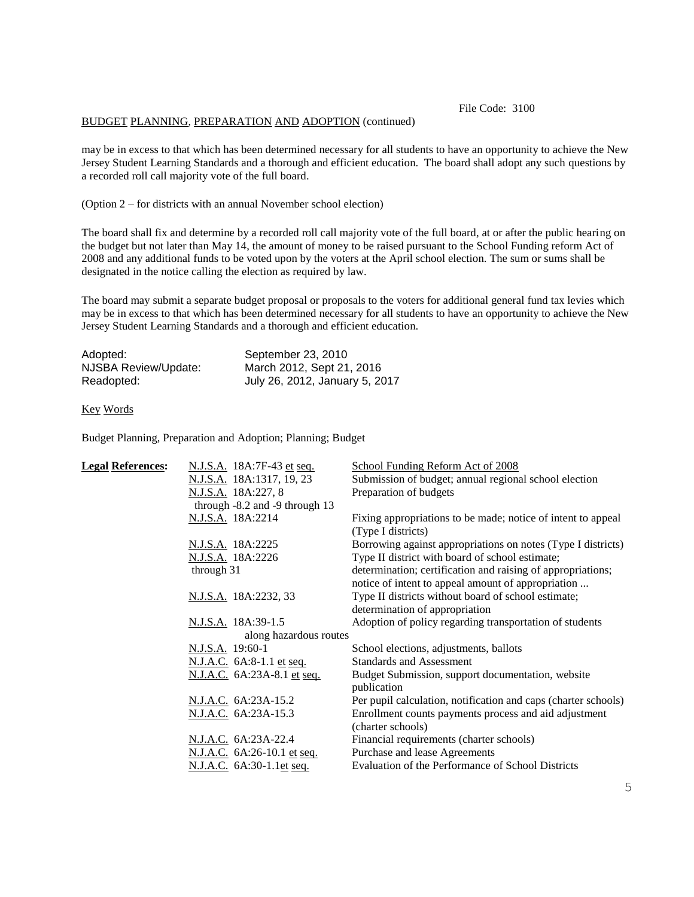File Code: 3100

BUDGET PLANNING, PREPARATION AND ADOPTION (continued)

may be in excess to that which has been determined necessary for all students to have an opportunity to achieve the New Jersey Student Learning Standards and a thorough and efficient education. The board shall adopt any such questions by a recorded roll call majority vote of the full board.

(Option 2 – for districts with an annual November school election)

The board shall fix and determine by a recorded roll call majority vote of the full board, at or after the public hearing on the budget but not later than May 14, the amount of money to be raised pursuant to the School Funding reform Act of 2008 and any additional funds to be voted upon by the voters at the April school election. The sum or sums shall be designated in the notice calling the election as required by law.

The board may submit a separate budget proposal or proposals to the voters for additional general fund tax levies which may be in excess to that which has been determined necessary for all students to have an opportunity to achieve the New Jersey Student Learning Standards and a thorough and efficient education.

| | |
|---|---|
| Adopted: | September 23, 2010 |
| NJSBA Review/Update: | March 2012, Sept 21, 2016 |
| Readopted: | July 26, 2012, January 5, 2017 |

Key Words

Budget Planning, Preparation and Adoption; Planning; Budget

| **Legal References:** | | |
|---|---|---|
| | N.J.S.A. 18A:7F-43 et seq. | School Funding Reform Act of 2008 |
| | N.J.S.A. 18A:1317, 19, 23 | Submission of budget; annual regional school election |
| | N.J.S.A. 18A:227, 8 through -8.2 and -9 through 13 | Preparation of budgets |
| | N.J.S.A. 18A:2214 | Fixing appropriations to be made; notice of intent to appeal (Type I districts) |
| | N.J.S.A. 18A:2225 | Borrowing against appropriations on notes (Type I districts) |
| | N.J.S.A. 18A:2226 through 31 | Type II district with board of school estimate; determination; certification and raising of appropriations; notice of intent to appeal amount of appropriation ... |
| | N.J.S.A. 18A:2232, 33 | Type II districts without board of school estimate; determination of appropriation |
| | N.J.S.A. 18A:39-1.5 along hazardous routes | Adoption of policy regarding transportation of students |
| | N.J.S.A. 19:60-1 | School elections, adjustments, ballots |
| | N.J.A.C. 6A:8-1.1 et seq. | Standards and Assessment |
| | N.J.A.C. 6A:23A-8.1 et seq. | Budget Submission, support documentation, website publication |
| | N.J.A.C. 6A:23A-15.2 | Per pupil calculation, notification and caps (charter schools) |
| | N.J.A.C. 6A:23A-15.3 | Enrollment counts payments process and aid adjustment (charter schools) |
| | N.J.A.C. 6A:23A-22.4 | Financial requirements (charter schools) |
| | N.J.A.C. 6A:26-10.1 et seq. | Purchase and lease Agreements |
| | N.J.A.C. 6A:30-1.1et seq. | Evaluation of the Performance of School Districts |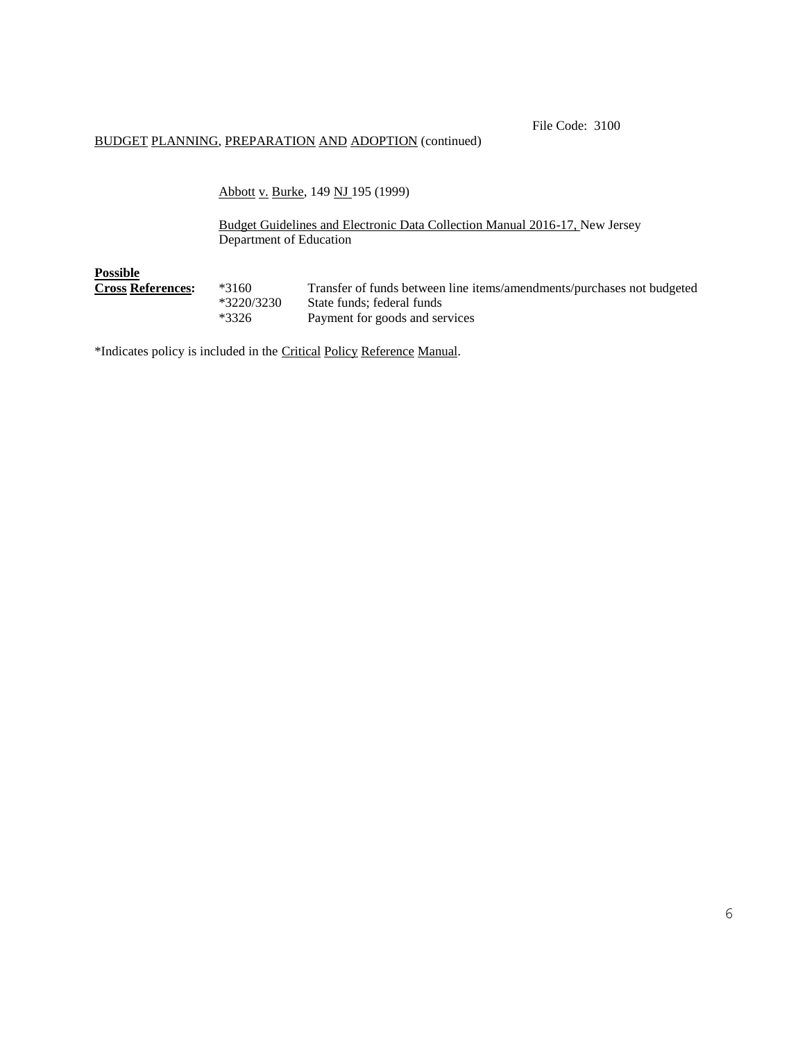Abbott v. Burke, 149 NJ 195 (1999)

Budget Guidelines and Electronic Data Collection Manual 2016-17, New Jersey Department of Education

**Possible Cross References:**

| | | |
|---|---|---|
| | *3160 | Transfer of funds between line items/amendments/purchases not budgeted |
| | *3220/3230 | State funds; federal funds |
| | *3326 | Payment for goods and services |

*Indicates policy is included in the Critical Policy Reference Manual.